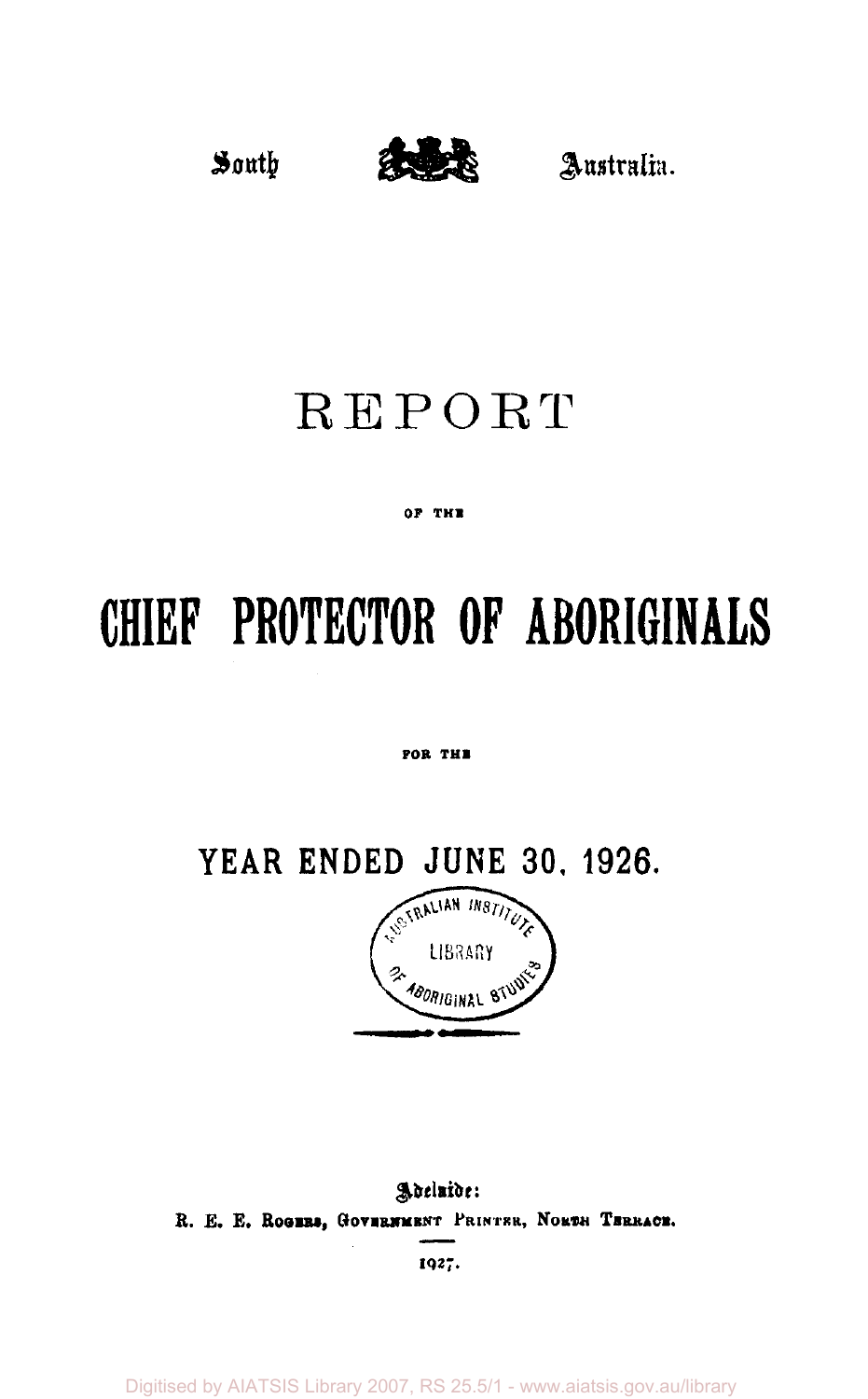South Australia.

# REPORT

OF THE

# CHIEF PROTECTOR OF ABORIGINALS

FOR THE

## YEAR ENDED JUNE 30, 1926.

Adelaide:
R. E. E. ROGERS, GOVERNMENT PRINTER, NORTH TERRACE.

1927.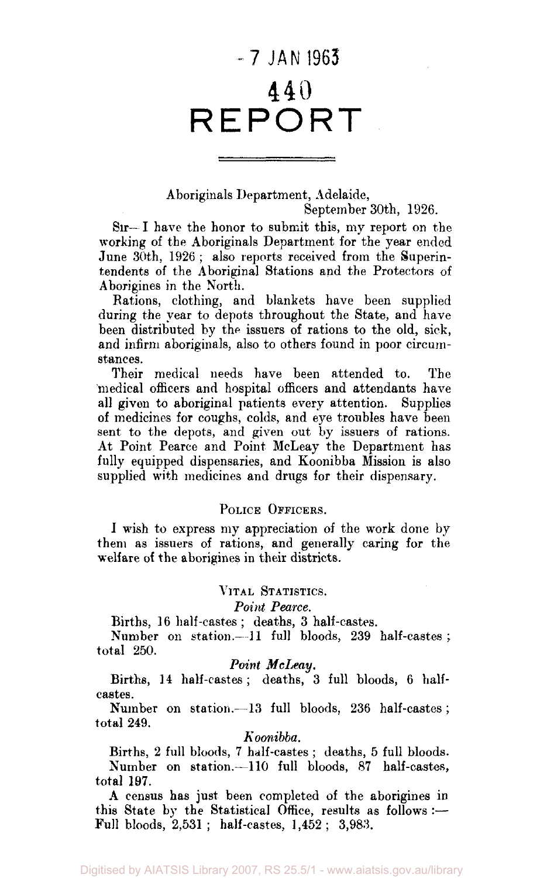- 7 JAN 1963

440

# REPORT

Aboriginals Department, Adelaide,
September 30th, 1926.

SIR—I have the honor to submit this, my report on the working of the Aboriginals Department for the year ended June 30th, 1926; also reports received from the Superintendents of the Aboriginal Stations and the Protectors of Aborigines in the North.

Rations, clothing, and blankets have been supplied during the year to depots throughout the State, and have been distributed by the issuers of rations to the old, sick, and infirm aboriginals, also to others found in poor circumstances.

Their medical needs have been attended to. The medical officers and hospital officers and attendants have all given to aboriginal patients every attention. Supplies of medicines for coughs, colds, and eye troubles have been sent to the depots, and given out by issuers of rations. At Point Pearce and Point McLeay the Department has fully equipped dispensaries, and Koonibba Mission is also supplied with medicines and drugs for their dispensary.

## POLICE OFFICERS.

I wish to express my appreciation of the work done by them as issuers of rations, and generally caring for the welfare of the aborigines in their districts.

## VITAL STATISTICS.

### *Point Pearce.*

Births, 16 half-castes; deaths, 3 half-castes.

Number on station.—11 full bloods, 239 half-castes; total 250.

### *Point McLeay.*

Births, 14 half-castes; deaths, 3 full bloods, 6 half-castes.

Number on station.—13 full bloods, 236 half-castes; total 249.

### *Koonibba.*

Births, 2 full bloods, 7 half-castes; deaths, 5 full bloods.

Number on station.—110 full bloods, 87 half-castes, total 197.

A census has just been completed of the aborigines in this State by the Statistical Office, results as follows:—Full bloods, 2,531; half-castes, 1,452; 3,983.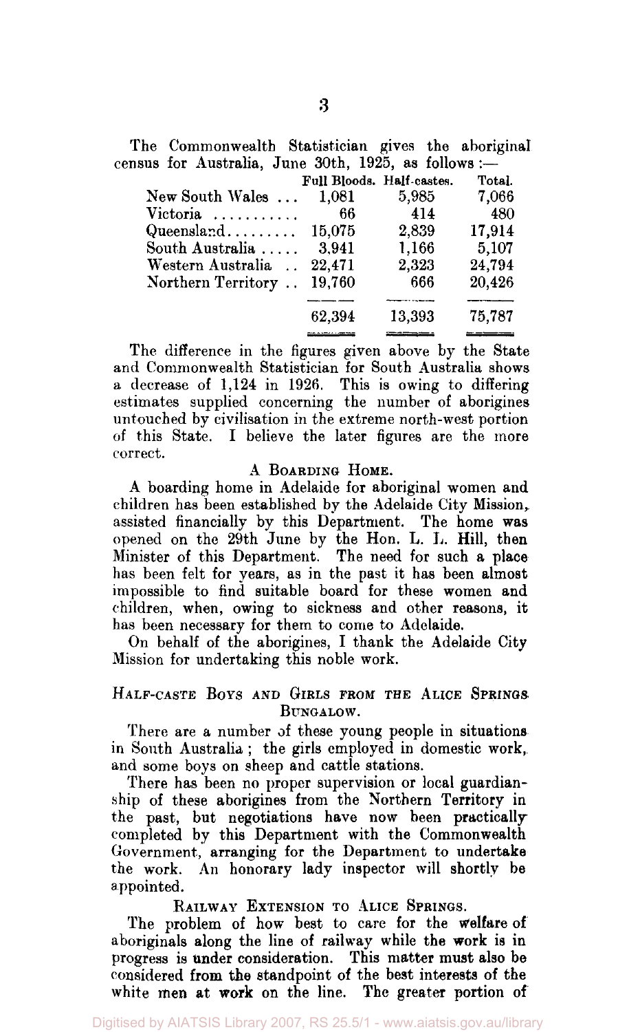The Commonwealth Statistician gives the aboriginal census for Australia, June 30th, 1925, as follows:—

| | Full Bloods. | Half-castes. | Total. |
|---|---|---|---|
| New South Wales ... | 1,081 | 5,985 | 7,066 |
| Victoria ........... | 66 | 414 | 480 |
| Queensland......... | 15,075 | 2,839 | 17,914 |
| South Australia ..... | 3,941 | 1,166 | 5,107 |
| Western Australia .. | 22,471 | 2,323 | 24,794 |
| Northern Territory .. | 19,760 | 666 | 20,426 |
| | 62,394 | 13,393 | 75,787 |

The difference in the figures given above by the State and Commonwealth Statistician for South Australia shows a decrease of 1,124 in 1926. This is owing to differing estimates supplied concerning the number of aborigines untouched by civilisation in the extreme north-west portion of this State. I believe the later figures are the more correct.

## A Boarding Home.

A boarding home in Adelaide for aboriginal women and children has been established by the Adelaide City Mission, assisted financially by this Department. The home was opened on the 29th June by the Hon. L. L. Hill, then Minister of this Department. The need for such a place has been felt for years, as in the past it has been almost impossible to find suitable board for these women and children, when, owing to sickness and other reasons, it has been necessary for them to come to Adelaide.

On behalf of the aborigines, I thank the Adelaide City Mission for undertaking this noble work.

## Half-caste Boys and Girls from the Alice Springs Bungalow.

There are a number of these young people in situations in South Australia; the girls employed in domestic work, and some boys on sheep and cattle stations.

There has been no proper supervision or local guardianship of these aborigines from the Northern Territory in the past, but negotiations have now been practically completed by this Department with the Commonwealth Government, arranging for the Department to undertake the work. An honorary lady inspector will shortly be appointed.

## Railway Extension to Alice Springs.

The problem of how best to care for the welfare of aboriginals along the line of railway while the work is in progress is under consideration. This matter must also be considered from the standpoint of the best interests of the white men at work on the line. The greater portion of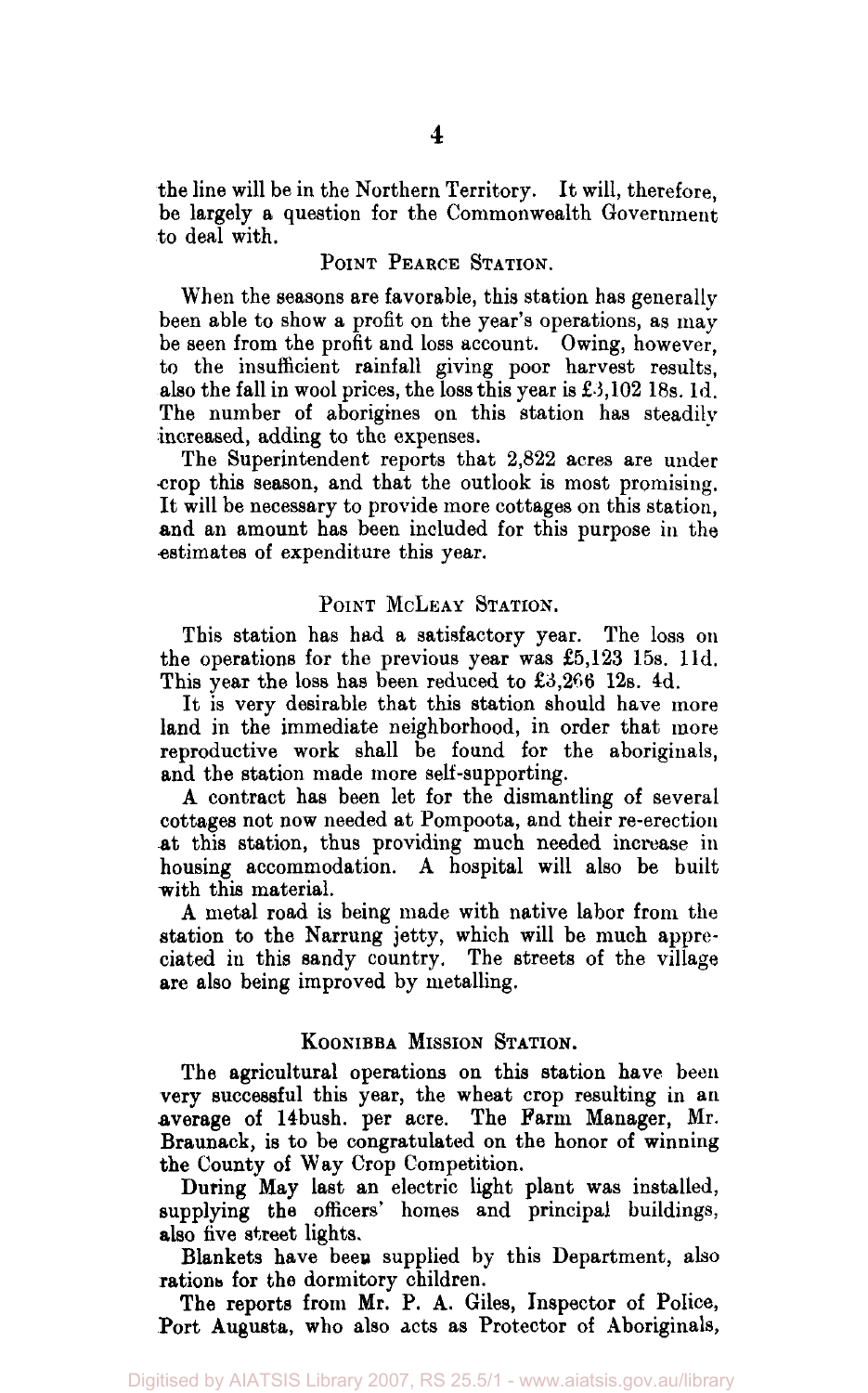the line will be in the Northern Territory. It will, therefore, be largely a question for the Commonwealth Government to deal with.

## Point Pearce Station.

When the seasons are favorable, this station has generally been able to show a profit on the year's operations, as may be seen from the profit and loss account. Owing, however, to the insufficient rainfall giving poor harvest results, also the fall in wool prices, the loss this year is £3,102 18s. 1d. The number of aborigines on this station has steadily increased, adding to the expenses.

The Superintendent reports that 2,822 acres are under crop this season, and that the outlook is most promising. It will be necessary to provide more cottages on this station, and an amount has been included for this purpose in the estimates of expenditure this year.

## Point McLeay Station.

This station has had a satisfactory year. The loss on the operations for the previous year was £5,123 15s. 11d. This year the loss has been reduced to £3,266 12s. 4d.

It is very desirable that this station should have more land in the immediate neighborhood, in order that more reproductive work shall be found for the aboriginals, and the station made more self-supporting.

A contract has been let for the dismantling of several cottages not now needed at Pompoota, and their re-erection at this station, thus providing much needed increase in housing accommodation. A hospital will also be built with this material.

A metal road is being made with native labor from the station to the Narrung jetty, which will be much appreciated in this sandy country. The streets of the village are also being improved by metalling.

## Koonibba Mission Station.

The agricultural operations on this station have been very successful this year, the wheat crop resulting in an average of 14bush. per acre. The Farm Manager, Mr. Braunack, is to be congratulated on the honor of winning the County of Way Crop Competition.

During May last an electric light plant was installed, supplying the officers' homes and principal buildings, also five street lights.

Blankets have been supplied by this Department, also rations for the dormitory children.

The reports from Mr. P. A. Giles, Inspector of Police, Port Augusta, who also acts as Protector of Aboriginals,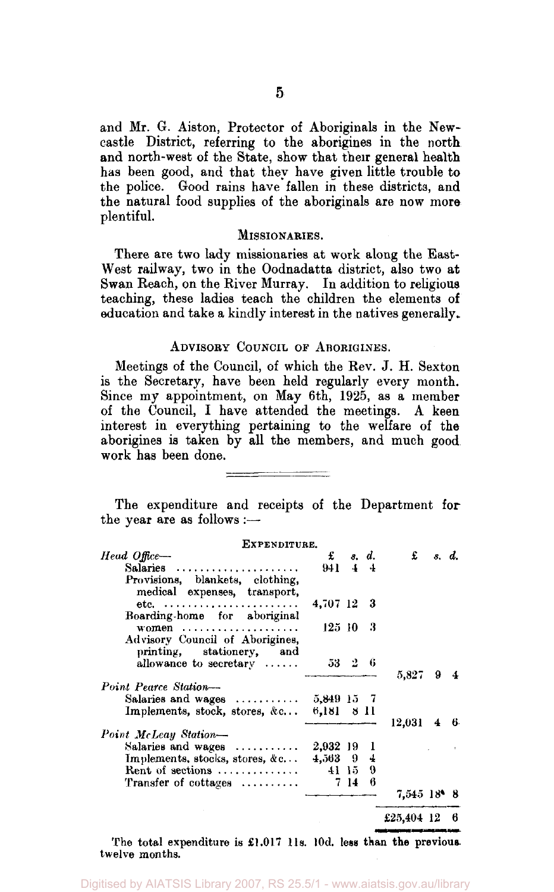and Mr. G. Aiston, Protector of Aboriginals in the Newcastle District, referring to the aborigines in the north and north-west of the State, show that their general health has been good, and that they have given little trouble to the police. Good rains have fallen in these districts, and the natural food supplies of the aboriginals are now more plentiful.

### Missionaries.

There are two lady missionaries at work along the East-West railway, two in the Oodnadatta district, also two at Swan Reach, on the River Murray. In addition to religious teaching, these ladies teach the children the elements of education and take a kindly interest in the natives generally.

### Advisory Council of Aborigines.

Meetings of the Council, of which the Rev. J. H. Sexton is the Secretary, have been held regularly every month. Since my appointment, on May 6th, 1925, as a member of the Council, I have attended the meetings. A keen interest in everything pertaining to the welfare of the aborigines is taken by all the members, and much good work has been done.

---

The expenditure and receipts of the Department for the year are as follows:—

**Expenditure.**

| | £ s. d. | £ s. d. |
|---|---|---|
| *Head Office*— | | |
| Salaries | 941 4 4 | |
| Provisions, blankets, clothing, medical expenses, transport, etc. | 4,707 12 3 | |
| Boarding-home for aboriginal women | 125 10 3 | |
| Advisory Council of Aborigines, printing, stationery, and allowance to secretary | 53 2 6 | |
| | | 5,827 9 4 |
| *Point Pearce Station*— | | |
| Salaries and wages | 5,849 15 7 | |
| Implements, stock, stores, &c. | 6,181 8 11 | |
| | | 12,031 4 6 |
| *Point McLeay Station*— | | |
| Salaries and wages | 2,932 19 1 | |
| Implements, stocks, stores, &c. | 4,563 9 4 | |
| Rent of sections | 41 15 9 | |
| Transfer of cottages | 7 14 6 | |
| | | 7,545 18 8 |
| | | £25,404 12 6 |

The total expenditure is £1,017 11s. 10d. less than the previous twelve months.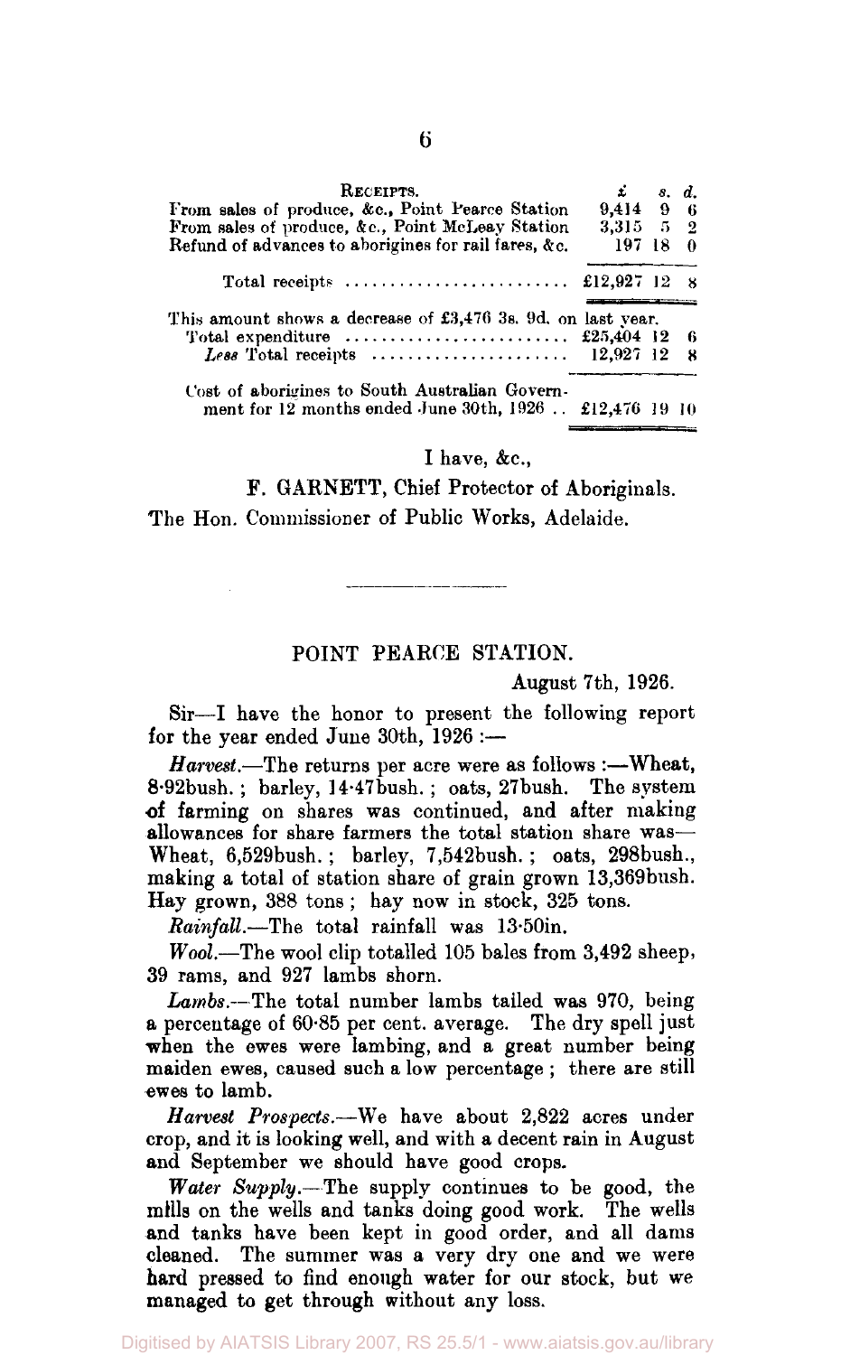| RECEIPTS. | £ | s. | d. |
|---|---|---|---|
| From sales of produce, &c., Point Pearce Station | 9,414 | 9 | 6 |
| From sales of produce, &c., Point McLeay Station | 3,315 | 5 | 2 |
| Refund of advances to aborigines for rail fares, &c. | 197 | 18 | 0 |
| Total receipts | £12,927 | 12 | 8 |

This amount shows a decrease of £3,476 3s. 9d. on last year.

| | £ | s. | d. |
|---|---|---|---|
| Total expenditure | £25,404 | 12 | 6 |
| *Less* Total receipts | 12,927 | 12 | 8 |
| Cost of aborigines to South Australian Government for 12 months ended June 30th, 1926 | £12,476 | 19 | 10 |

I have, &c.,

F. GARNETT, Chief Protector of Aboriginals.

The Hon. Commissioner of Public Works, Adelaide.

---

## POINT PEARCE STATION.

August 7th, 1926.

Sir—I have the honor to present the following report for the year ended June 30th, 1926 :—

*Harvest.*—The returns per acre were as follows :—Wheat, 8·92bush. ; barley, 14·47bush. ; oats, 27bush. The system of farming on shares was continued, and after making allowances for share farmers the total station share was—Wheat, 6,529bush. ; barley, 7,542bush. ; oats, 298bush., making a total of station share of grain grown 13,369bush. Hay grown, 388 tons ; hay now in stock, 325 tons.

*Rainfall.*—The total rainfall was 13·50in.

*Wool.*—The wool clip totalled 105 bales from 3,492 sheep, 39 rams, and 927 lambs shorn.

*Lambs.*—The total number lambs tailed was 970, being a percentage of 60·85 per cent. average. The dry spell just when the ewes were lambing, and a great number being maiden ewes, caused such a low percentage ; there are still ewes to lamb.

*Harvest Prospects.*—We have about 2,822 acres under crop, and it is looking well, and with a decent rain in August and September we should have good crops.

*Water Supply.*—The supply continues to be good, the mills on the wells and tanks doing good work. The wells and tanks have been kept in good order, and all dams cleaned. The summer was a very dry one and we were hard pressed to find enough water for our stock, but we managed to get through without any loss.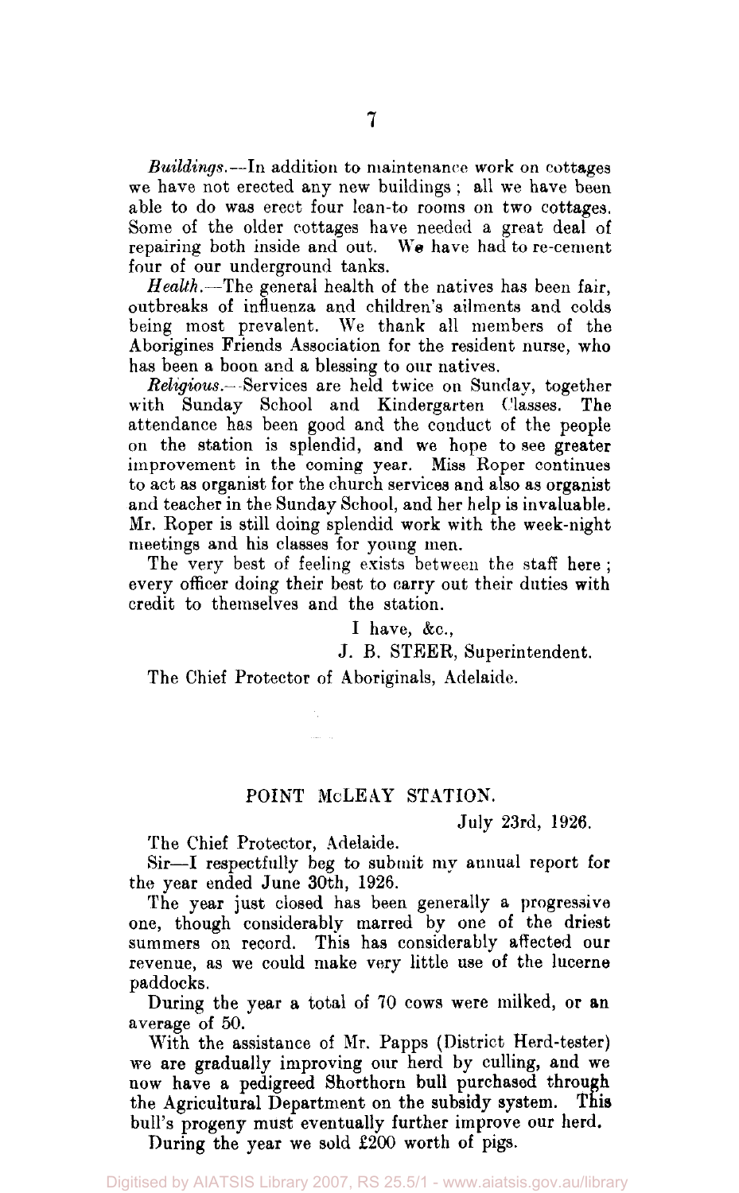*Buildings.*—In addition to maintenance work on cottages we have not erected any new buildings; all we have been able to do was erect four lean-to rooms on two cottages. Some of the older cottages have needed a great deal of repairing both inside and out. We have had to re-cement four of our underground tanks.

*Health.*—The general health of the natives has been fair, outbreaks of influenza and children's ailments and colds being most prevalent. We thank all members of the Aborigines Friends Association for the resident nurse, who has been a boon and a blessing to our natives.

*Religious.*—Services are held twice on Sunday, together with Sunday School and Kindergarten Classes. The attendance has been good and the conduct of the people on the station is splendid, and we hope to see greater improvement in the coming year. Miss Roper continues to act as organist for the church services and also as organist and teacher in the Sunday School, and her help is invaluable. Mr. Roper is still doing splendid work with the week-night meetings and his classes for young men.

The very best of feeling exists between the staff here; every officer doing their best to carry out their duties with credit to themselves and the station.

I have, &c.,

J. B. STEER, Superintendent.

The Chief Protector of Aboriginals, Adelaide.

## POINT McLEAY STATION.

July 23rd, 1926.

The Chief Protector, Adelaide.

Sir—I respectfully beg to submit my annual report for the year ended June 30th, 1926.

The year just closed has been generally a progressive one, though considerably marred by one of the driest summers on record. This has considerably affected our revenue, as we could make very little use of the lucerne paddocks.

During the year a total of 70 cows were milked, or an average of 50.

With the assistance of Mr. Papps (District Herd-tester) we are gradually improving our herd by culling, and we now have a pedigreed Shorthorn bull purchased through the Agricultural Department on the subsidy system. This bull's progeny must eventually further improve our herd.

During the year we sold £200 worth of pigs.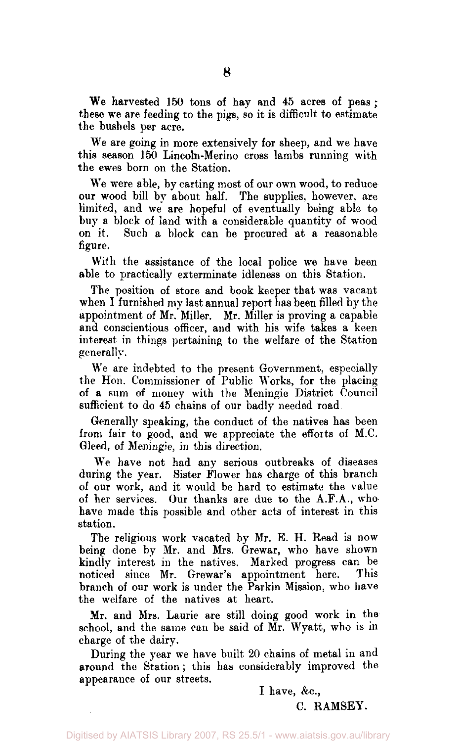We harvested 150 tons of hay and 45 acres of peas; these we are feeding to the pigs, so it is difficult to estimate the bushels per acre.

We are going in more extensively for sheep, and we have this season 150 Lincoln-Merino cross lambs running with the ewes born on the Station.

We were able, by carting most of our own wood, to reduce our wood bill by about half. The supplies, however, are limited, and we are hopeful of eventually being able to buy a block of land with a considerable quantity of wood on it. Such a block can be procured at a reasonable figure.

With the assistance of the local police we have been able to practically exterminate idleness on this Station.

The position of store and book keeper that was vacant when I furnished my last annual report has been filled by the appointment of Mr. Miller. Mr. Miller is proving a capable and conscientious officer, and with his wife takes a keen interest in things pertaining to the welfare of the Station generally.

We are indebted to the present Government, especially the Hon. Commissioner of Public Works, for the placing of a sum of money with the Meningie District Council sufficient to do 45 chains of our badly needed road.

Generally speaking, the conduct of the natives has been from fair to good, and we appreciate the efforts of M.C. Gleed, of Meningie, in this direction.

We have not had any serious outbreaks of diseases during the year. Sister Flower has charge of this branch of our work, and it would be hard to estimate the value of her services. Our thanks are due to the A.F.A., who have made this possible and other acts of interest in this station.

The religious work vacated by Mr. E. H. Read is now being done by Mr. and Mrs. Grewar, who have shown kindly interest in the natives. Marked progress can be noticed since Mr. Grewar's appointment here. This branch of our work is under the Parkin Mission, who have the welfare of the natives at heart.

Mr. and Mrs. Laurie are still doing good work in the school, and the same can be said of Mr. Wyatt, who is in charge of the dairy.

During the year we have built 20 chains of metal in and around the Station; this has considerably improved the appearance of our streets.

I have, &c.,

C. RAMSEY.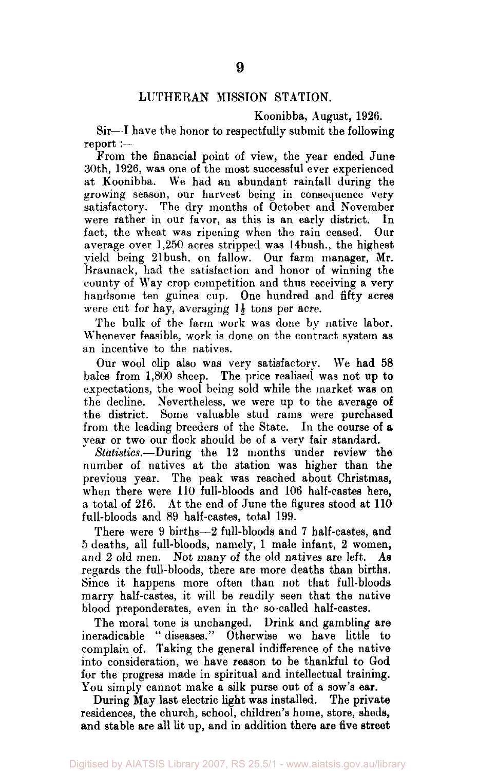## LUTHERAN MISSION STATION.

Koonibba, August, 1926.

Sir—I have the honor to respectfully submit the following report :—

From the financial point of view, the year ended June 30th, 1926, was one of the most successful ever experienced at Koonibba. We had an abundant rainfall during the growing season, our harvest being in consequence very satisfactory. The dry months of October and November were rather in our favor, as this is an early district. In fact, the wheat was ripening when the rain ceased. Our average over 1,250 acres stripped was 14bush., the highest yield being 21bush. on fallow. Our farm manager, Mr. Braunack, had the satisfaction and honor of winning the county of Way crop competition and thus receiving a very handsome ten guinea cup. One hundred and fifty acres were cut for hay, averaging 1½ tons per acre.

The bulk of the farm work was done by native labor. Whenever feasible, work is done on the contract system as an incentive to the natives.

Our wool clip also was very satisfactory. We had 58 bales from 1,800 sheep. The price realised was not up to expectations, the wool being sold while the market was on the decline. Nevertheless, we were up to the average of the district. Some valuable stud rams were purchased from the leading breeders of the State. In the course of a year or two our flock should be of a very fair standard.

*Statistics.*—During the 12 months under review the number of natives at the station was higher than the previous year. The peak was reached about Christmas, when there were 110 full-bloods and 106 half-castes here, a total of 216. At the end of June the figures stood at 110 full-bloods and 89 half-castes, total 199.

There were 9 births—2 full-bloods and 7 half-castes, and 5 deaths, all full-bloods, namely, 1 male infant, 2 women, and 2 old men. Not many of the old natives are left. As regards the full-bloods, there are more deaths than births. Since it happens more often than not that full-bloods marry half-castes, it will be readily seen that the native blood preponderates, even in the so-called half-castes.

The moral tone is unchanged. Drink and gambling are ineradicable "diseases." Otherwise we have little to complain of. Taking the general indifference of the native into consideration, we have reason to be thankful to God for the progress made in spiritual and intellectual training. You simply cannot make a silk purse out of a sow's ear.

During May last electric light was installed. The private residences, the church, school, children's home, store, sheds, and stable are all lit up, and in addition there are five street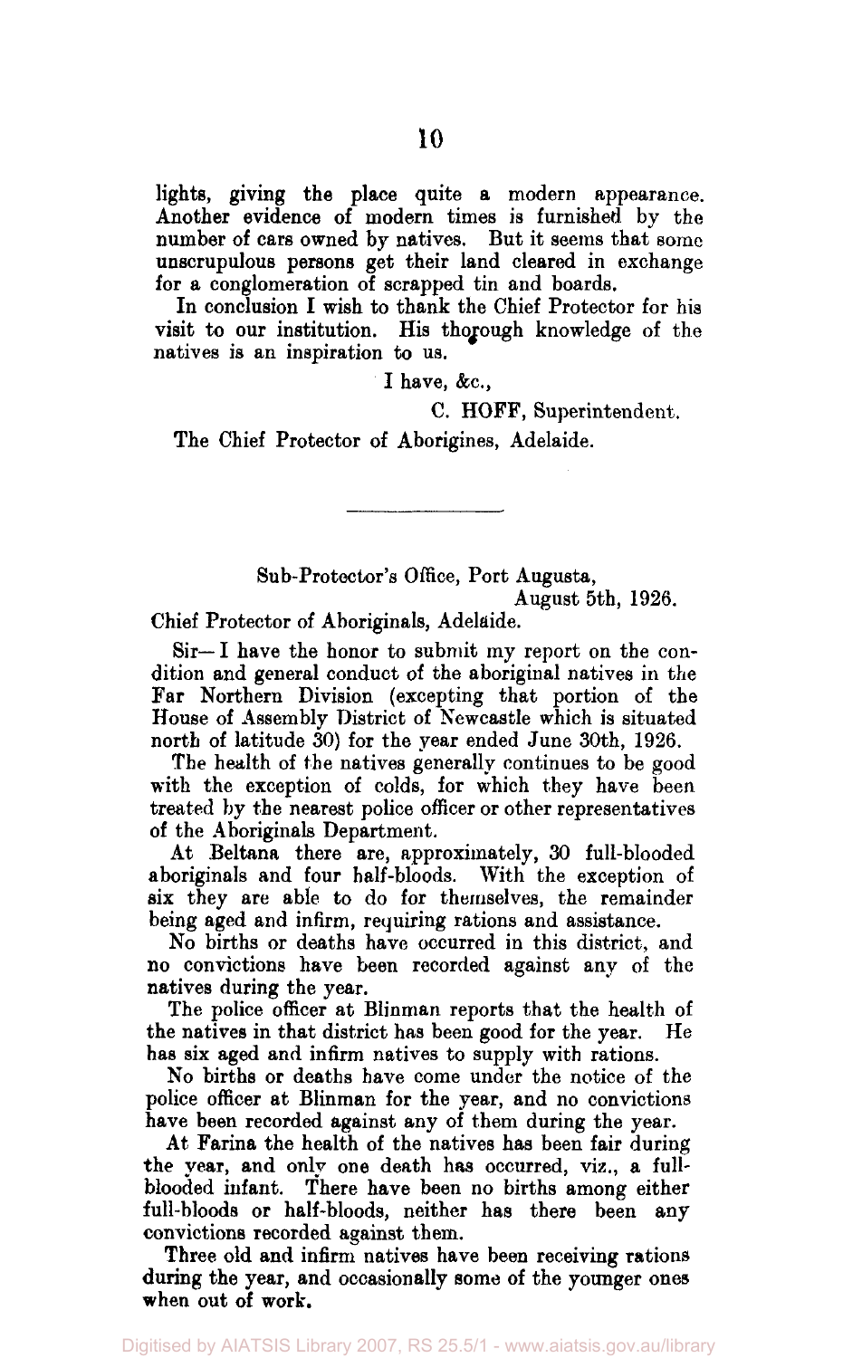lights, giving the place quite a modern appearance. Another evidence of modern times is furnished by the number of cars owned by natives. But it seems that some unscrupulous persons get their land cleared in exchange for a conglomeration of scrapped tin and boards.

In conclusion I wish to thank the Chief Protector for his visit to our institution. His thorough knowledge of the natives is an inspiration to us.

I have, &c.,

C. HOFF, Superintendent.

The Chief Protector of Aborigines, Adelaide.

---

Sub-Protector's Office, Port Augusta,
August 5th, 1926.

Chief Protector of Aboriginals, Adelaide.

Sir—I have the honor to submit my report on the condition and general conduct of the aboriginal natives in the Far Northern Division (excepting that portion of the House of Assembly District of Newcastle which is situated north of latitude 30) for the year ended June 30th, 1926.

The health of the natives generally continues to be good with the exception of colds, for which they have been treated by the nearest police officer or other representatives of the Aboriginals Department.

At Beltana there are, approximately, 30 full-blooded aboriginals and four half-bloods. With the exception of six they are able to do for themselves, the remainder being aged and infirm, requiring rations and assistance.

No births or deaths have occurred in this district, and no convictions have been recorded against any of the natives during the year.

The police officer at Blinman reports that the health of the natives in that district has been good for the year. He has six aged and infirm natives to supply with rations.

No births or deaths have come under the notice of the police officer at Blinman for the year, and no convictions have been recorded against any of them during the year.

At Farina the health of the natives has been fair during the year, and only one death has occurred, viz., a full-blooded infant. There have been no births among either full-bloods or half-bloods, neither has there been any convictions recorded against them.

Three old and infirm natives have been receiving rations during the year, and occasionally some of the younger ones when out of work.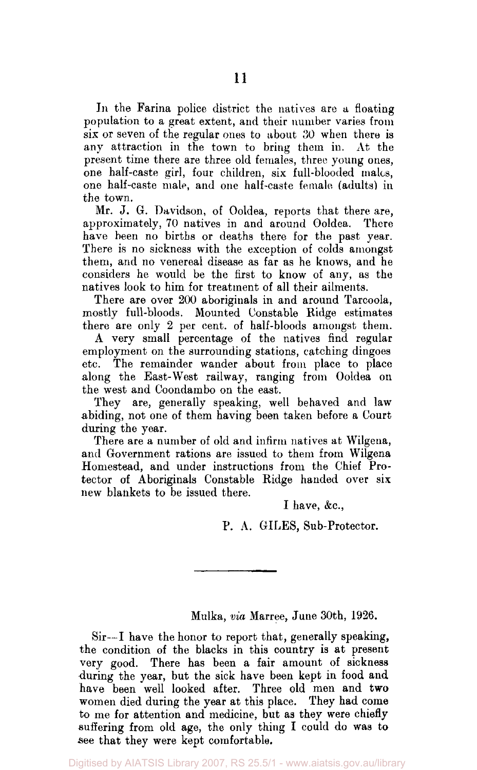In the Farina police district the natives are a floating population to a great extent, and their number varies from six or seven of the regular ones to about 30 when there is any attraction in the town to bring them in. At the present time there are three old females, three young ones, one half-caste girl, four children, six full-blooded males, one half-caste male, and one half-caste female (adults) in the town.

Mr. J. G. Davidson, of Ooldea, reports that there are, approximately, 70 natives in and around Ooldea. There have been no births or deaths there for the past year. There is no sickness with the exception of colds amongst them, and no venereal disease as far as he knows, and he considers he would be the first to know of any, as the natives look to him for treatment of all their ailments.

There are over 200 aboriginals in and around Tarcoola, mostly full-bloods. Mounted Constable Ridge estimates there are only 2 per cent. of half-bloods amongst them.

A very small percentage of the natives find regular employment on the surrounding stations, catching dingoes etc. The remainder wander about from place to place along the East-West railway, ranging from Ooldea on the west and Coondambo on the east.

They are, generally speaking, well behaved and law abiding, not one of them having been taken before a Court during the year.

There are a number of old and infirm natives at Wilgena, and Government rations are issued to them from Wilgena Homestead, and under instructions from the Chief Protector of Aboriginals Constable Ridge handed over six new blankets to be issued there.

I have, &c.,

P. A. GILES, Sub-Protector.

---

Mulka, *via* Marree, June 30th, 1926.

Sir—I have the honor to report that, generally speaking, the condition of the blacks in this country is at present very good. There has been a fair amount of sickness during the year, but the sick have been kept in food and have been well looked after. Three old men and two women died during the year at this place. They had come to me for attention and medicine, but as they were chiefly suffering from old age, the only thing I could do was to see that they were kept comfortable.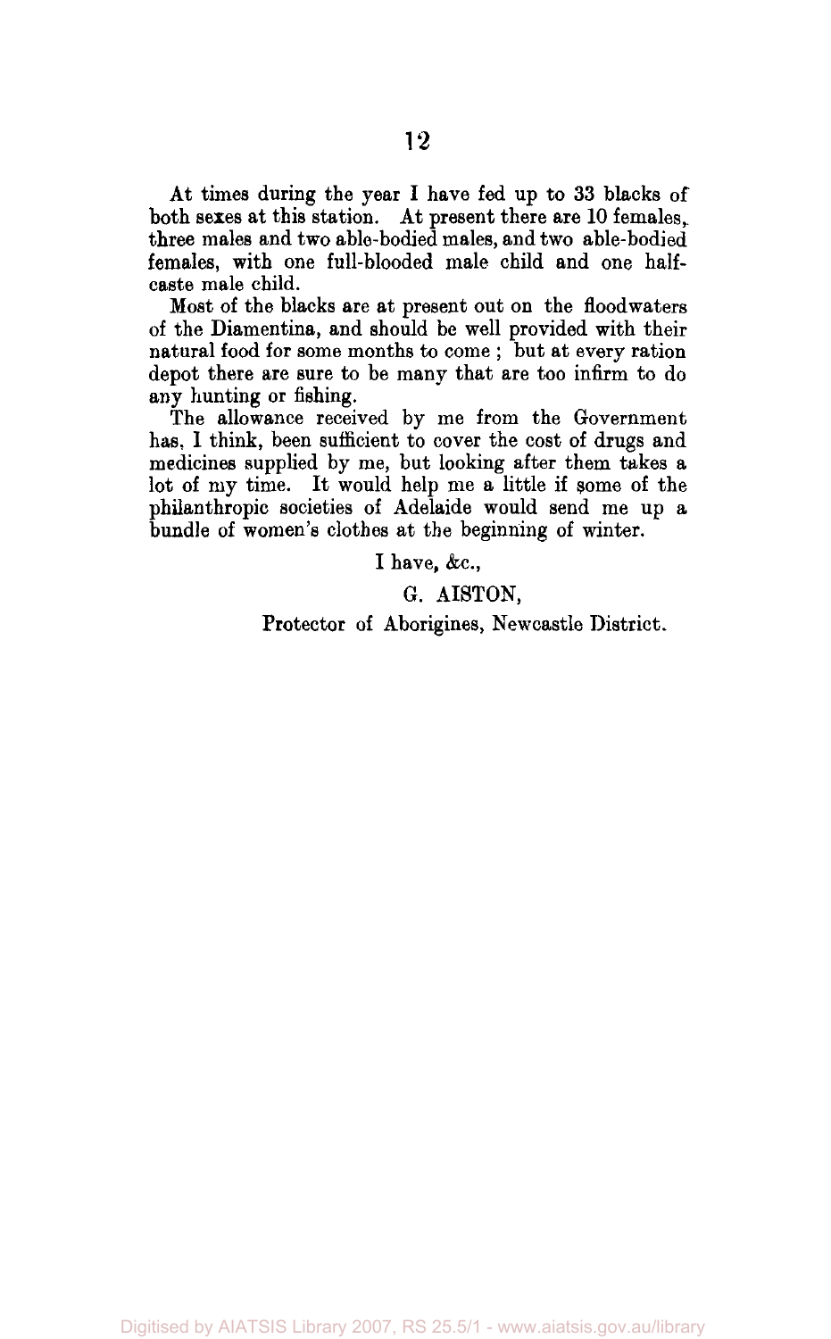At times during the year I have fed up to 33 blacks of both sexes at this station. At present there are 10 females, three males and two able-bodied males, and two able-bodied females, with one full-blooded male child and one half-caste male child.

Most of the blacks are at present out on the floodwaters of the Diamentina, and should be well provided with their natural food for some months to come; but at every ration depot there are sure to be many that are too infirm to do any hunting or fishing.

The allowance received by me from the Government has, I think, been sufficient to cover the cost of drugs and medicines supplied by me, but looking after them takes a lot of my time. It would help me a little if some of the philanthropic societies of Adelaide would send me up a bundle of women's clothes at the beginning of winter.

I have, &c.,

G. AISTON,

Protector of Aborigines, Newcastle District.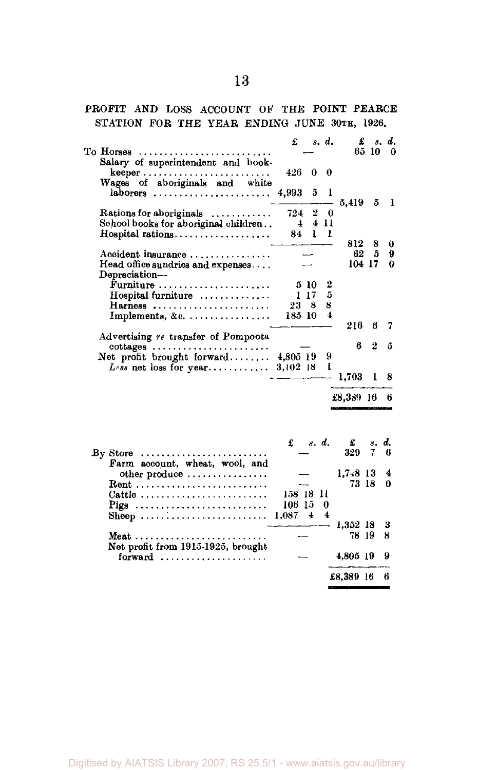PROFIT AND LOSS ACCOUNT OF THE POINT PEARCE STATION FOR THE YEAR ENDING JUNE 30TH, 1926.

| | £ s. d. | £ s. d. |
|---|---|---|
| To Horses | — | 65 10 0 |
| Salary of superintendent and bookkeeper | 426 0 0 | |
| Wages of aboriginals and white laborers | 4,993 5 1 | |
| | | 5,419 5 1 |
| Rations for aboriginals | 724 2 0 | |
| School books for aboriginal children | 4 4 11 | |
| Hospital rations | 84 1 1 | |
| | | 812 8 0 |
| Accident insurance | — | 62 5 9 |
| Head office sundries and expenses | — | 104 17 0 |
| Depreciation— | | |
| Furniture | 5 10 2 | |
| Hospital furniture | 1 17 5 | |
| Harness | 23 8 8 | |
| Implements, &c. | 185 10 4 | |
| | | 216 6 7 |
| Advertising *re* transfer of Pompoota cottages | — | 6 2 5 |
| Net profit brought forward | 4,805 19 9 | |
| *Less* net loss for year | 3,102 18 1 | |
| | | 1,703 1 8 |
| | | £8,389 16 6 |

| | £ s. d. | £ s. d. |
|---|---|---|
| By Store | — | 329 7 6 |
| Farm account, wheat, wool, and other produce | — | 1,748 13 4 |
| Rent | — | 73 18 0 |
| Cattle | 158 18 11 | |
| Pigs | 106 15 0 | |
| Sheep | 1,087 4 4 | |
| | | 1,352 18 3 |
| Meat | — | 78 19 8 |
| Net profit from 1915-1925, brought forward | — | 4,805 19 9 |
| | | £8,389 16 6 |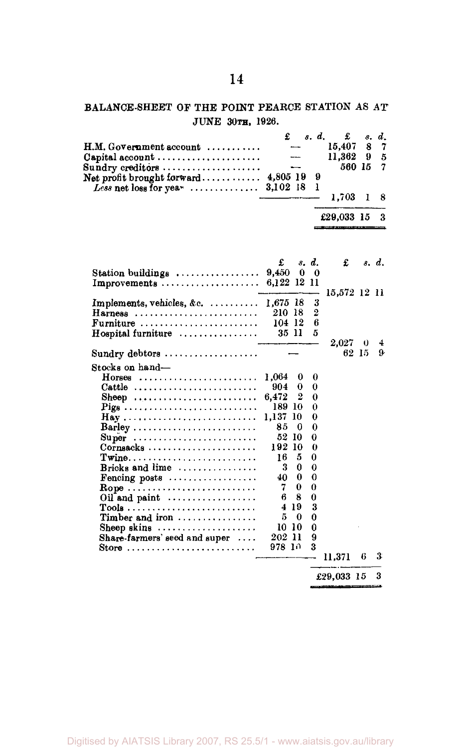## BALANCE-SHEET OF THE POINT PEARCE STATION AS AT JUNE 30TH, 1926.

| | £ s. d. | £ s. d. |
|---|---|---|
| H.M. Government account | — | 15,407 8 7 |
| Capital account | — | 11,362 9 5 |
| Sundry creditors | — | 560 15 7 |
| Net profit brought forward | 4,805 19 9 | |
| *Less* net loss for year | 3,102 18 1 | |
| | | 1,703 1 8 |
| | | £29,033 15 3 |

| | £ s. d. | £ s. d. |
|---|---|---|
| Station buildings | 9,450 0 0 | |
| Improvements | 6,122 12 11 | |
| | | 15,572 12 11 |
| Implements, vehicles, &c. | 1,675 18 3 | |
| Harness | 210 18 2 | |
| Furniture | 104 12 6 | |
| Hospital furniture | 35 11 5 | |
| | | 2,027 0 4 |
| Sundry debtors | — | 62 15 9 |
| Stocks on hand— | | |
| Horses | 1,064 0 0 | |
| Cattle | 904 0 0 | |
| Sheep | 6,472 2 0 | |
| Pigs | 189 10 0 | |
| Hay | 1,137 10 0 | |
| Barley | 85 0 0 | |
| Super | 52 10 0 | |
| Cornsacks | 192 10 0 | |
| Twine | 16 5 0 | |
| Bricks and lime | 3 0 0 | |
| Fencing posts | 40 0 0 | |
| Rope | 7 0 0 | |
| Oil and paint | 6 8 0 | |
| Tools | 4 19 3 | |
| Timber and iron | 5 0 0 | |
| Sheep skins | 10 10 0 | |
| Share-farmers' seed and super | 202 11 9 | |
| Store | 978 10 3 | |
| | | 11,371 6 3 |
| | | £29,033 15 3 |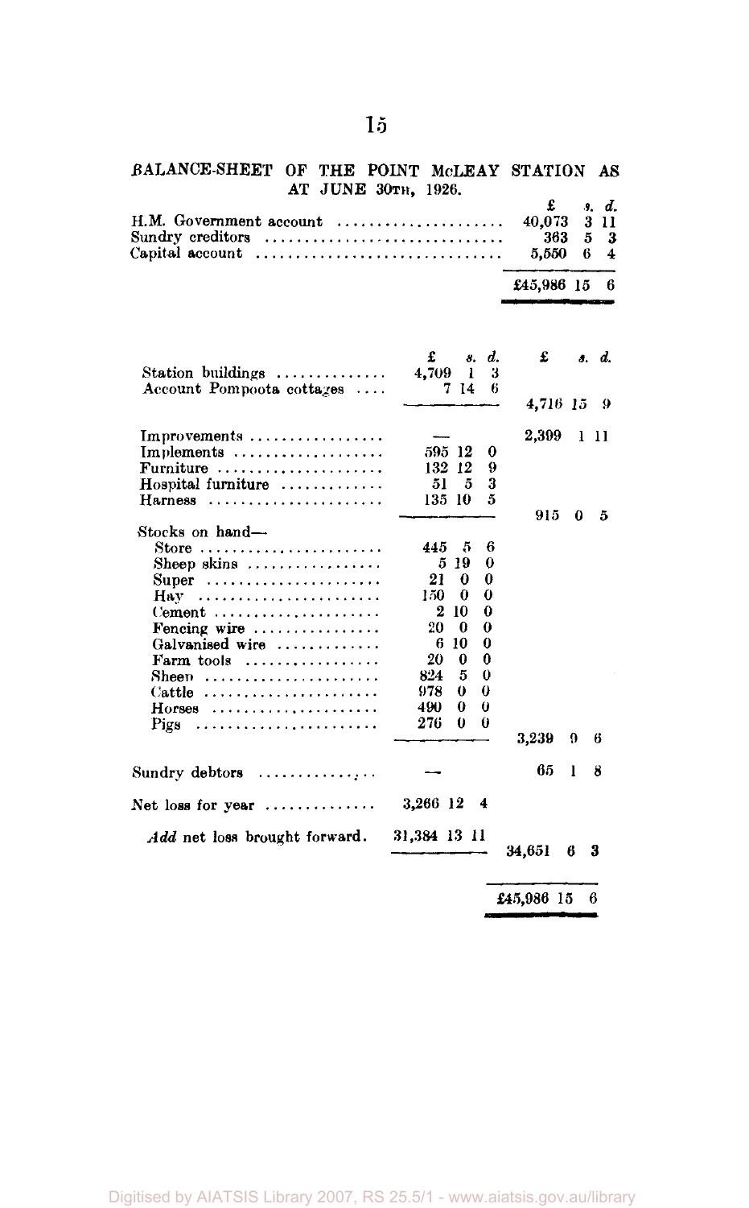## BALANCE-SHEET OF THE POINT McLEAY STATION AS AT JUNE 30TH, 1926.

| | £ s. d. |
|---|---|
| H.M. Government account | 40,073 3 11 |
| Sundry creditors | 363 5 3 |
| Capital account | 5,550 6 4 |
| | £45,986 15 6 |

| | £ s. d. | £ s. d. |
|---|---|---|
| Station buildings | 4,709 1 3 | |
| Account Pompoota cottages | 7 14 6 | |
| | | 4,716 15 9 |
| Improvements | — | 2,309 1 11 |
| Implements | 595 12 0 | |
| Furniture | 132 12 9 | |
| Hospital furniture | 51 5 3 | |
| Harness | 135 10 5 | |
| | | 915 0 5 |
| Stocks on hand— | | |
| Store | 445 5 6 | |
| Sheep skins | 5 19 0 | |
| Super | 21 0 0 | |
| Hay | 150 0 0 | |
| Cement | 2 10 0 | |
| Fencing wire | 20 0 0 | |
| Galvanised wire | 6 10 0 | |
| Farm tools | 20 0 0 | |
| Sheep | 824 5 0 | |
| Cattle | 978 0 0 | |
| Horses | 490 0 0 | |
| Pigs | 276 0 0 | |
| | | 3,239 9 6 |
| Sundry debtors | — | 65 1 8 |
| Net loss for year | 3,266 12 4 | |
| *Add* net loss brought forward. | 31,384 13 11 | |
| | | 34,651 6 3 |
| | | £45,986 15 6 |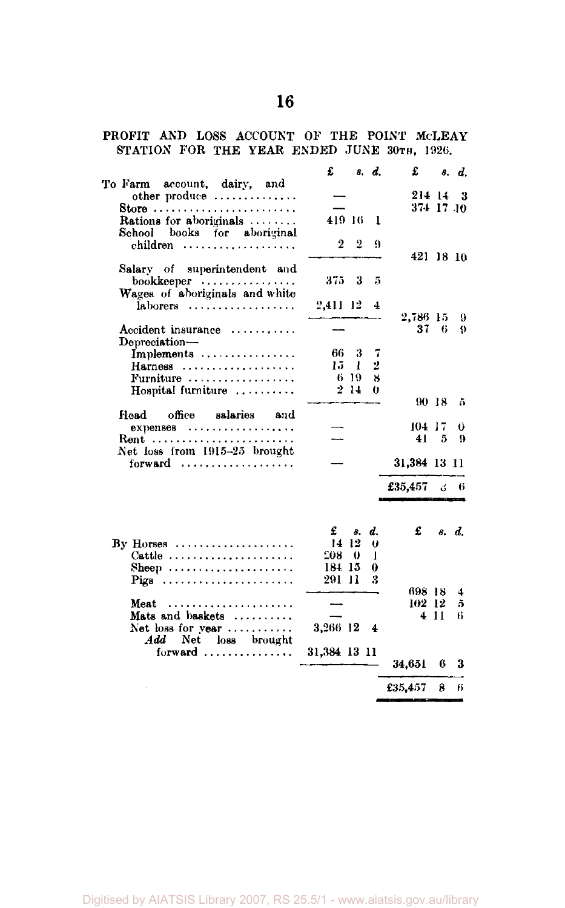## PROFIT AND LOSS ACCOUNT OF THE POINT McLEAY STATION FOR THE YEAR ENDED JUNE 30TH, 1926.

| | £ s. d. | £ s. d. |
|---|---|---|
| To Farm account, dairy, and other produce | — | 214 14 3 |
| Store | — | 374 17 10 |
| Rations for aboriginals | 419 16 1 | |
| School books for aboriginal children | 2 2 9 | |
| | | 421 18 10 |
| Salary of superintendent and bookkeeper | 375 3 5 | |
| Wages of aboriginals and white laborers | 2,411 12 4 | |
| | | 2,786 15 9 |
| Accident insurance | — | 37 6 9 |
| Depreciation— | | |
| Implements | 66 3 7 | |
| Harness | 15 1 2 | |
| Furniture | 6 19 8 | |
| Hospital furniture | 2 14 0 | |
| | | 90 18 5 |
| Head office salaries and expenses | — | 104 17 0 |
| Rent | — | 41 5 9 |
| Net loss from 1915–25 brought forward | — | 31,384 13 11 |
| | | £35,457 8 6 |

| | £ s. d. | £ s. d. |
|---|---|---|
| By Horses | 14 12 0 | |
| Cattle | 208 0 1 | |
| Sheep | 184 15 0 | |
| Pigs | 291 11 3 | |
| | | 698 18 4 |
| Meat | — | 102 12 5 |
| Mats and baskets | — | 4 11 6 |
| Net loss for year | 3,266 12 4 | |
| *Add* Net loss brought forward | 31,384 13 11 | |
| | | 34,651 6 3 |
| | | £35,457 8 6 |